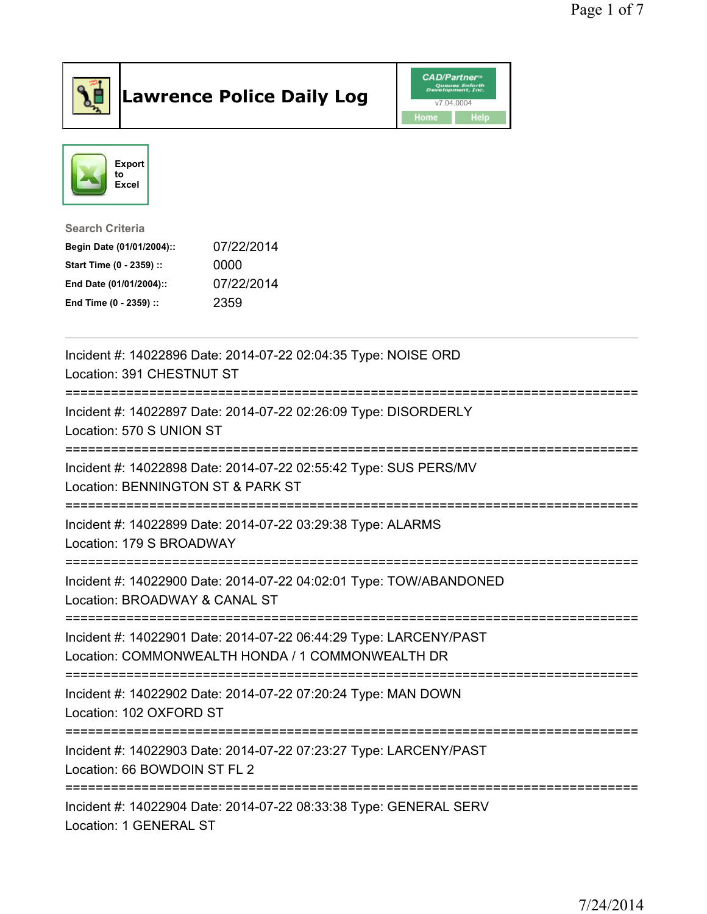# Lawrence Police Daily Log

CAD/Partner
v7.04.0004

Home Help

Export to Excel

**Search Criteria**

| | |
|---|---|
| **Begin Date (01/01/2004)::** | 07/22/2014 |
| **Start Time (0 - 2359) ::** | 0000 |
| **End Date (01/01/2004)::** | 07/22/2014 |
| **End Time (0 - 2359) ::** | 2359 |

---

Incident #: 14022896 Date: 2014-07-22 02:04:35 Type: NOISE ORD
Location: 391 CHESTNUT ST

===========================================================================

Incident #: 14022897 Date: 2014-07-22 02:26:09 Type: DISORDERLY
Location: 570 S UNION ST

===========================================================================

Incident #: 14022898 Date: 2014-07-22 02:55:42 Type: SUS PERS/MV
Location: BENNINGTON ST & PARK ST

===========================================================================

Incident #: 14022899 Date: 2014-07-22 03:29:38 Type: ALARMS
Location: 179 S BROADWAY

===========================================================================

Incident #: 14022900 Date: 2014-07-22 04:02:01 Type: TOW/ABANDONED
Location: BROADWAY & CANAL ST

===========================================================================

Incident #: 14022901 Date: 2014-07-22 06:44:29 Type: LARCENY/PAST
Location: COMMONWEALTH HONDA / 1 COMMONWEALTH DR

===========================================================================

Incident #: 14022902 Date: 2014-07-22 07:20:24 Type: MAN DOWN
Location: 102 OXFORD ST

===========================================================================

Incident #: 14022903 Date: 2014-07-22 07:23:27 Type: LARCENY/PAST
Location: 66 BOWDOIN ST FL 2

===========================================================================

Incident #: 14022904 Date: 2014-07-22 08:33:38 Type: GENERAL SERV
Location: 1 GENERAL ST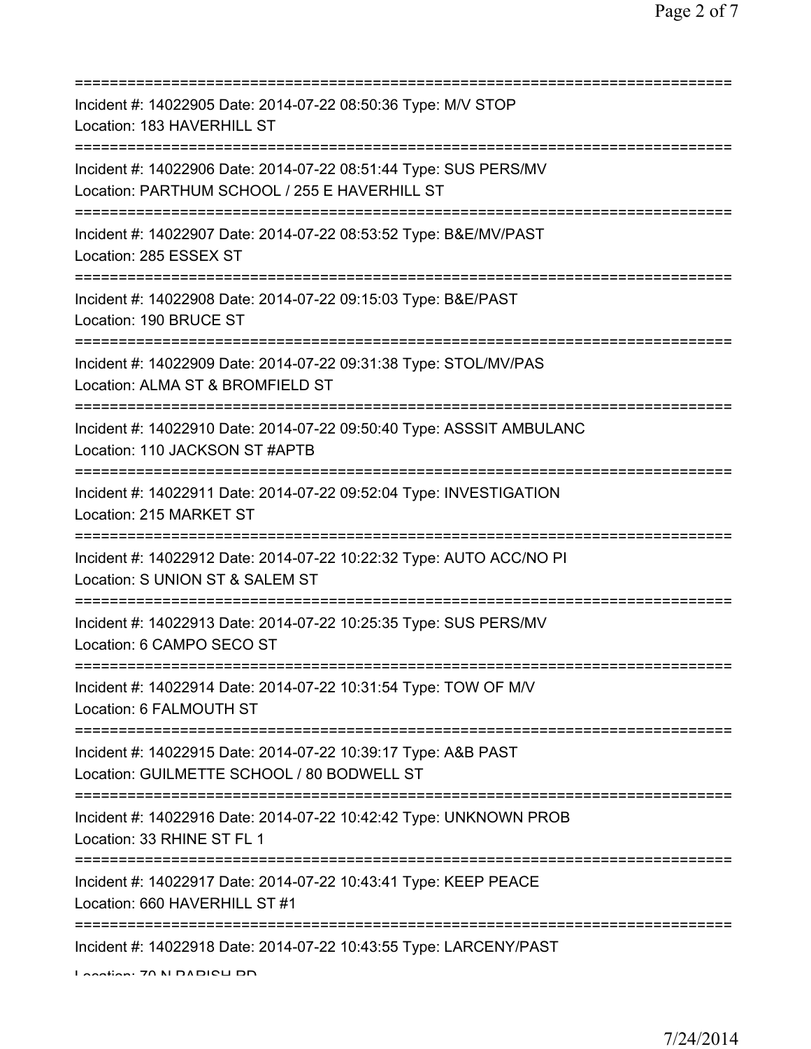===========================================================================
Incident #: 14022905 Date: 2014-07-22 08:50:36 Type: M/V STOP
Location: 183 HAVERHILL ST
===========================================================================
Incident #: 14022906 Date: 2014-07-22 08:51:44 Type: SUS PERS/MV
Location: PARTHUM SCHOOL / 255 E HAVERHILL ST
===========================================================================
Incident #: 14022907 Date: 2014-07-22 08:53:52 Type: B&E/MV/PAST
Location: 285 ESSEX ST
===========================================================================
Incident #: 14022908 Date: 2014-07-22 09:15:03 Type: B&E/PAST
Location: 190 BRUCE ST
===========================================================================
Incident #: 14022909 Date: 2014-07-22 09:31:38 Type: STOL/MV/PAS
Location: ALMA ST & BROMFIELD ST
===========================================================================
Incident #: 14022910 Date: 2014-07-22 09:50:40 Type: ASSSIT AMBULANC
Location: 110 JACKSON ST #APTB
===========================================================================
Incident #: 14022911 Date: 2014-07-22 09:52:04 Type: INVESTIGATION
Location: 215 MARKET ST
===========================================================================
Incident #: 14022912 Date: 2014-07-22 10:22:32 Type: AUTO ACC/NO PI
Location: S UNION ST & SALEM ST
===========================================================================
Incident #: 14022913 Date: 2014-07-22 10:25:35 Type: SUS PERS/MV
Location: 6 CAMPO SECO ST
===========================================================================
Incident #: 14022914 Date: 2014-07-22 10:31:54 Type: TOW OF M/V
Location: 6 FALMOUTH ST
===========================================================================
Incident #: 14022915 Date: 2014-07-22 10:39:17 Type: A&B PAST
Location: GUILMETTE SCHOOL / 80 BODWELL ST
===========================================================================
Incident #: 14022916 Date: 2014-07-22 10:42:42 Type: UNKNOWN PROB
Location: 33 RHINE ST FL 1
===========================================================================
Incident #: 14022917 Date: 2014-07-22 10:43:41 Type: KEEP PEACE
Location: 660 HAVERHILL ST #1
===========================================================================
Incident #: 14022918 Date: 2014-07-22 10:43:55 Type: LARCENY/PAST
Location: 70 N PARISH RD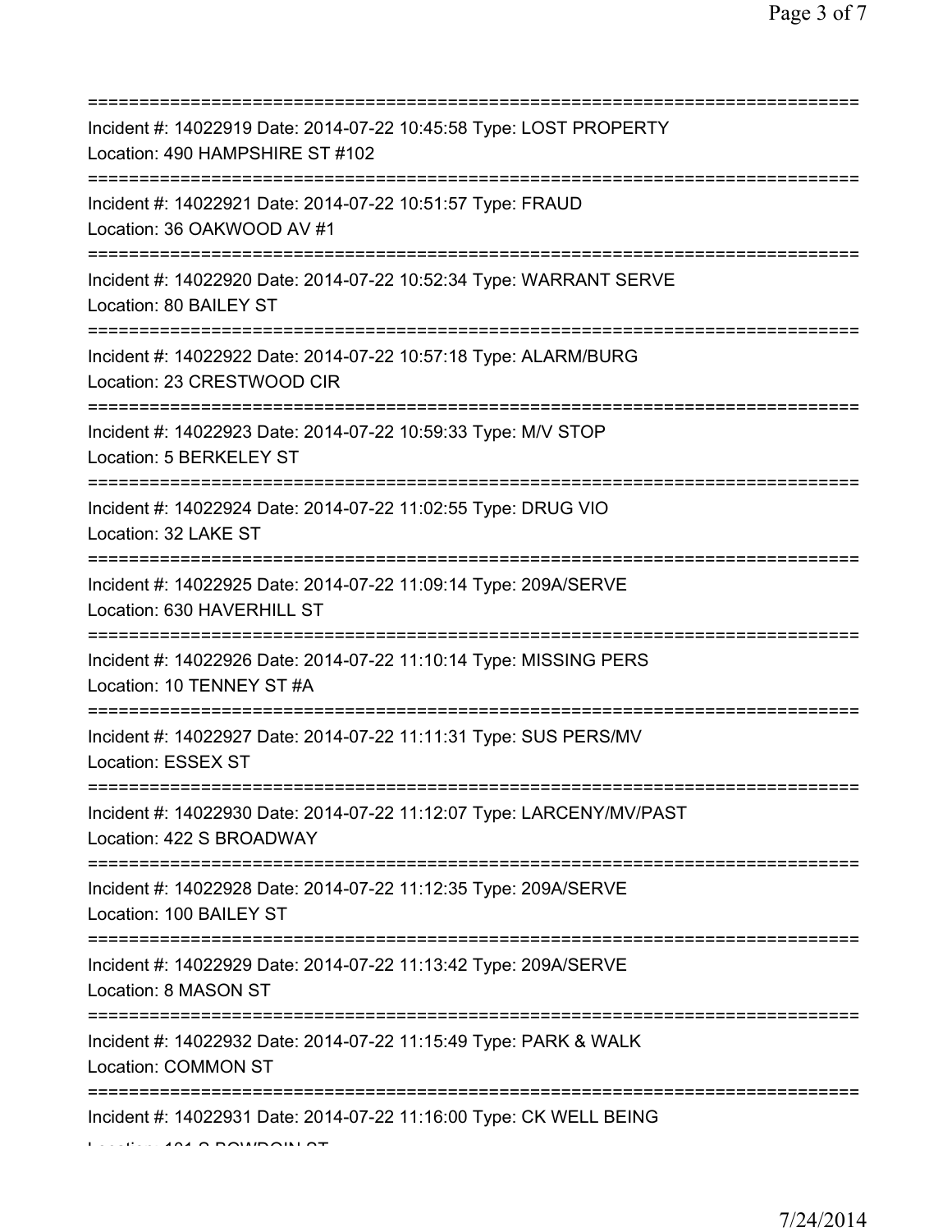===========================================================================
Incident #: 14022919 Date: 2014-07-22 10:45:58 Type: LOST PROPERTY
Location: 490 HAMPSHIRE ST #102
===========================================================================
Incident #: 14022921 Date: 2014-07-22 10:51:57 Type: FRAUD
Location: 36 OAKWOOD AV #1
===========================================================================
Incident #: 14022920 Date: 2014-07-22 10:52:34 Type: WARRANT SERVE
Location: 80 BAILEY ST
===========================================================================
Incident #: 14022922 Date: 2014-07-22 10:57:18 Type: ALARM/BURG
Location: 23 CRESTWOOD CIR
===========================================================================
Incident #: 14022923 Date: 2014-07-22 10:59:33 Type: M/V STOP
Location: 5 BERKELEY ST
===========================================================================
Incident #: 14022924 Date: 2014-07-22 11:02:55 Type: DRUG VIO
Location: 32 LAKE ST
===========================================================================
Incident #: 14022925 Date: 2014-07-22 11:09:14 Type: 209A/SERVE
Location: 630 HAVERHILL ST
===========================================================================
Incident #: 14022926 Date: 2014-07-22 11:10:14 Type: MISSING PERS
Location: 10 TENNEY ST #A
===========================================================================
Incident #: 14022927 Date: 2014-07-22 11:11:31 Type: SUS PERS/MV
Location: ESSEX ST
===========================================================================
Incident #: 14022930 Date: 2014-07-22 11:12:07 Type: LARCENY/MV/PAST
Location: 422 S BROADWAY
===========================================================================
Incident #: 14022928 Date: 2014-07-22 11:12:35 Type: 209A/SERVE
Location: 100 BAILEY ST
===========================================================================
Incident #: 14022929 Date: 2014-07-22 11:13:42 Type: 209A/SERVE
Location: 8 MASON ST
===========================================================================
Incident #: 14022932 Date: 2014-07-22 11:15:49 Type: PARK & WALK
Location: COMMON ST
===========================================================================
Incident #: 14022931 Date: 2014-07-22 11:16:00 Type: CK WELL BEING
Location: 101 S BOWDOIN ST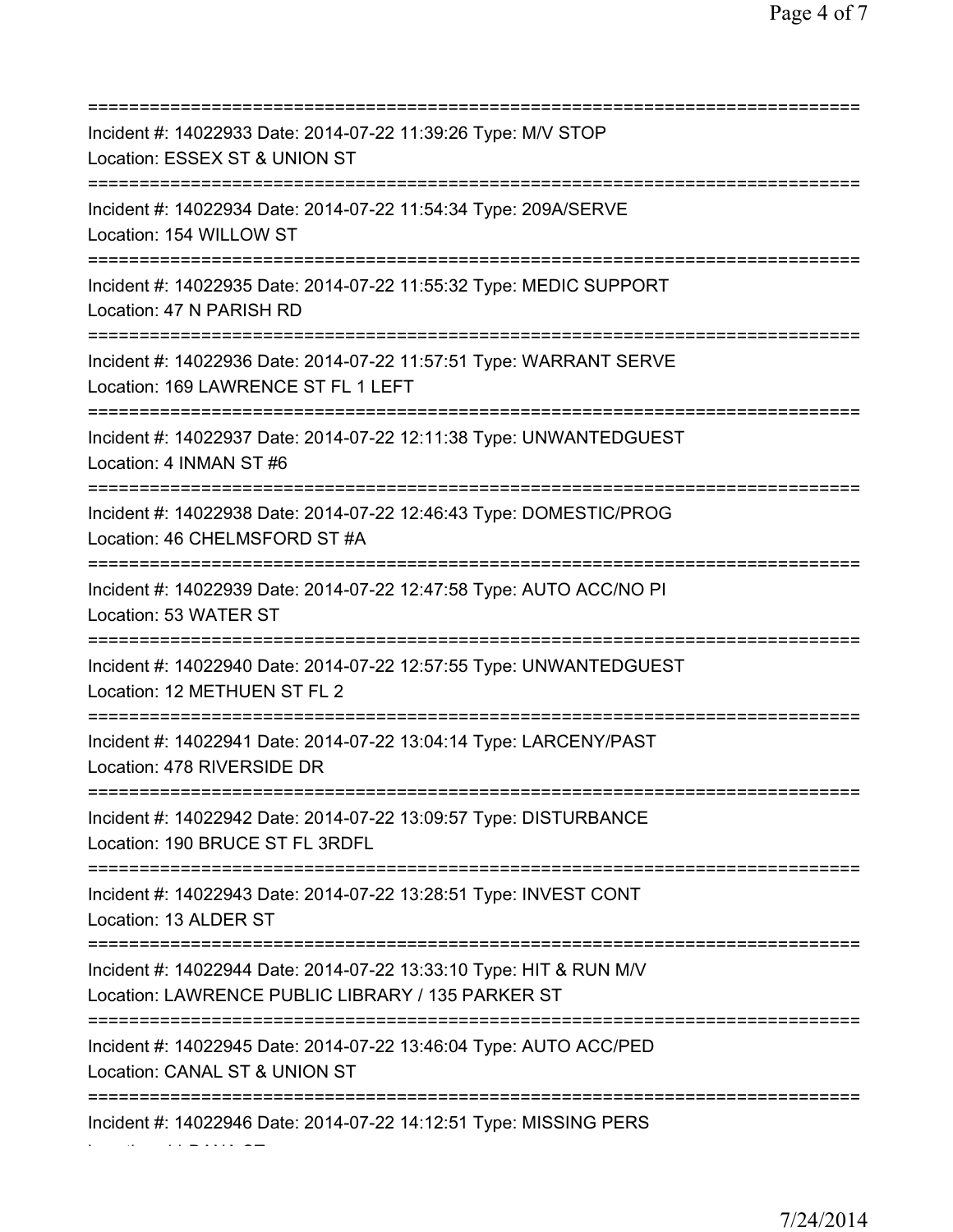===========================================================================
Incident #: 14022933 Date: 2014-07-22 11:39:26 Type: M/V STOP
Location: ESSEX ST & UNION ST
===========================================================================
Incident #: 14022934 Date: 2014-07-22 11:54:34 Type: 209A/SERVE
Location: 154 WILLOW ST
===========================================================================
Incident #: 14022935 Date: 2014-07-22 11:55:32 Type: MEDIC SUPPORT
Location: 47 N PARISH RD
===========================================================================
Incident #: 14022936 Date: 2014-07-22 11:57:51 Type: WARRANT SERVE
Location: 169 LAWRENCE ST FL 1 LEFT
===========================================================================
Incident #: 14022937 Date: 2014-07-22 12:11:38 Type: UNWANTEDGUEST
Location: 4 INMAN ST #6
===========================================================================
Incident #: 14022938 Date: 2014-07-22 12:46:43 Type: DOMESTIC/PROG
Location: 46 CHELMSFORD ST #A
===========================================================================
Incident #: 14022939 Date: 2014-07-22 12:47:58 Type: AUTO ACC/NO PI
Location: 53 WATER ST
===========================================================================
Incident #: 14022940 Date: 2014-07-22 12:57:55 Type: UNWANTEDGUEST
Location: 12 METHUEN ST FL 2
===========================================================================
Incident #: 14022941 Date: 2014-07-22 13:04:14 Type: LARCENY/PAST
Location: 478 RIVERSIDE DR
===========================================================================
Incident #: 14022942 Date: 2014-07-22 13:09:57 Type: DISTURBANCE
Location: 190 BRUCE ST FL 3RDFL
===========================================================================
Incident #: 14022943 Date: 2014-07-22 13:28:51 Type: INVEST CONT
Location: 13 ALDER ST
===========================================================================
Incident #: 14022944 Date: 2014-07-22 13:33:10 Type: HIT & RUN M/V
Location: LAWRENCE PUBLIC LIBRARY / 135 PARKER ST
===========================================================================
Incident #: 14022945 Date: 2014-07-22 13:46:04 Type: AUTO ACC/PED
Location: CANAL ST & UNION ST
===========================================================================
Incident #: 14022946 Date: 2014-07-22 14:12:51 Type: MISSING PERS
Location: 11 DANA ST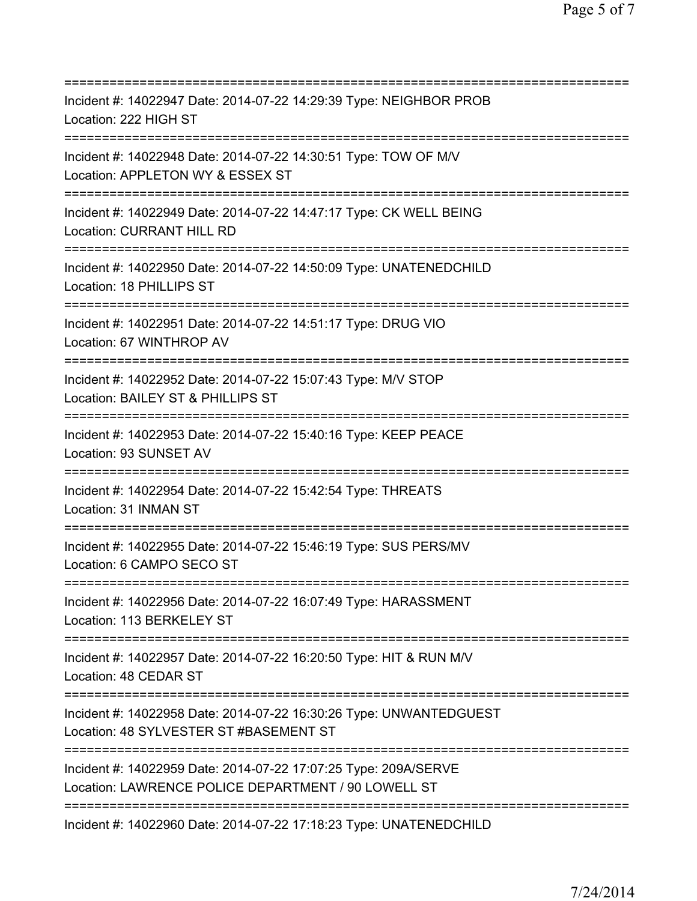===========================================================================
Incident #: 14022947 Date: 2014-07-22 14:29:39 Type: NEIGHBOR PROB
Location: 222 HIGH ST
===========================================================================
Incident #: 14022948 Date: 2014-07-22 14:30:51 Type: TOW OF M/V
Location: APPLETON WY & ESSEX ST
===========================================================================
Incident #: 14022949 Date: 2014-07-22 14:47:17 Type: CK WELL BEING
Location: CURRANT HILL RD
===========================================================================
Incident #: 14022950 Date: 2014-07-22 14:50:09 Type: UNATENEDCHILD
Location: 18 PHILLIPS ST
===========================================================================
Incident #: 14022951 Date: 2014-07-22 14:51:17 Type: DRUG VIO
Location: 67 WINTHROP AV
===========================================================================
Incident #: 14022952 Date: 2014-07-22 15:07:43 Type: M/V STOP
Location: BAILEY ST & PHILLIPS ST
===========================================================================
Incident #: 14022953 Date: 2014-07-22 15:40:16 Type: KEEP PEACE
Location: 93 SUNSET AV
===========================================================================
Incident #: 14022954 Date: 2014-07-22 15:42:54 Type: THREATS
Location: 31 INMAN ST
===========================================================================
Incident #: 14022955 Date: 2014-07-22 15:46:19 Type: SUS PERS/MV
Location: 6 CAMPO SECO ST
===========================================================================
Incident #: 14022956 Date: 2014-07-22 16:07:49 Type: HARASSMENT
Location: 113 BERKELEY ST
===========================================================================
Incident #: 14022957 Date: 2014-07-22 16:20:50 Type: HIT & RUN M/V
Location: 48 CEDAR ST
===========================================================================
Incident #: 14022958 Date: 2014-07-22 16:30:26 Type: UNWANTEDGUEST
Location: 48 SYLVESTER ST #BASEMENT ST
===========================================================================
Incident #: 14022959 Date: 2014-07-22 17:07:25 Type: 209A/SERVE
Location: LAWRENCE POLICE DEPARTMENT / 90 LOWELL ST
===========================================================================
Incident #: 14022960 Date: 2014-07-22 17:18:23 Type: UNATENEDCHILD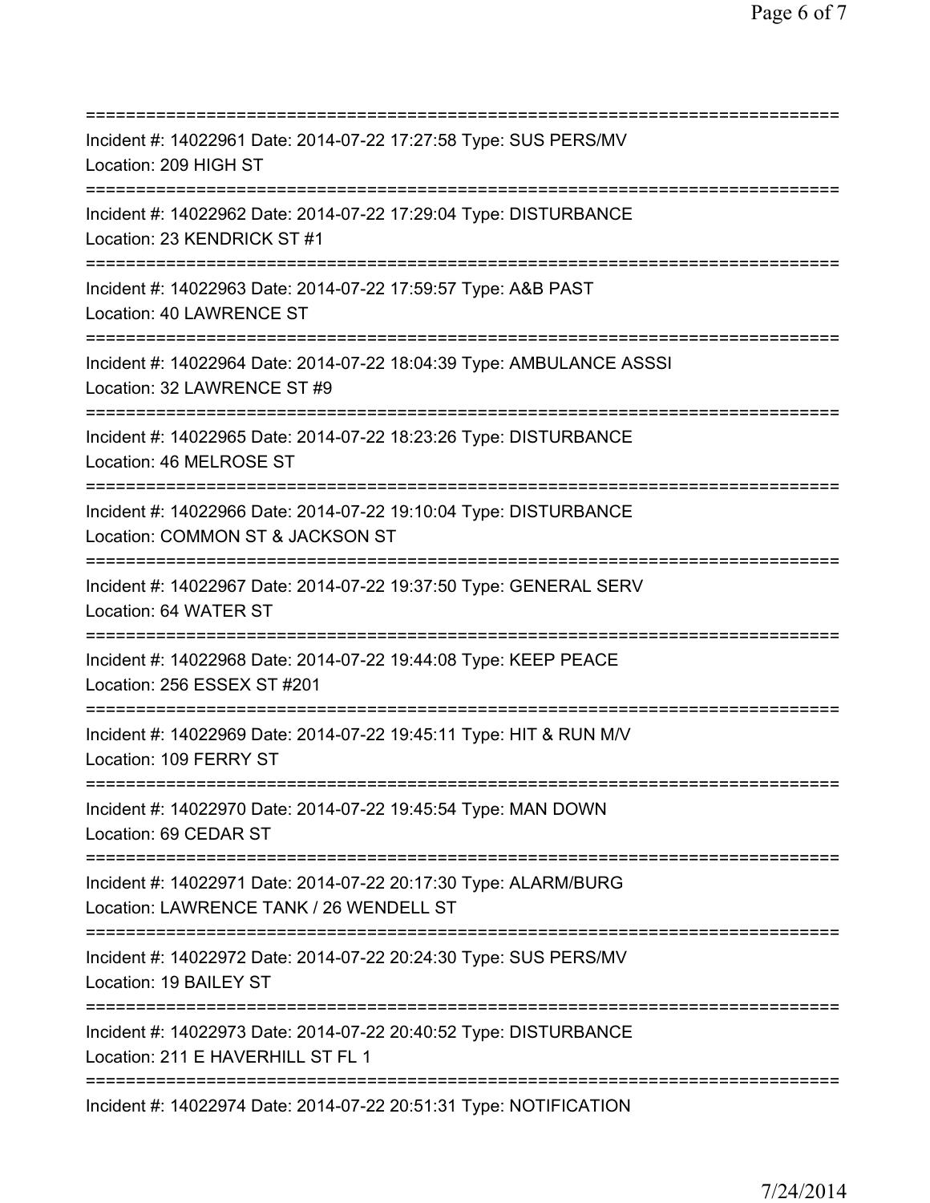===========================================================================
Incident #: 14022961 Date: 2014-07-22 17:27:58 Type: SUS PERS/MV
Location: 209 HIGH ST
===========================================================================
Incident #: 14022962 Date: 2014-07-22 17:29:04 Type: DISTURBANCE
Location: 23 KENDRICK ST #1
===========================================================================
Incident #: 14022963 Date: 2014-07-22 17:59:57 Type: A&B PAST
Location: 40 LAWRENCE ST
===========================================================================
Incident #: 14022964 Date: 2014-07-22 18:04:39 Type: AMBULANCE ASSSI
Location: 32 LAWRENCE ST #9
===========================================================================
Incident #: 14022965 Date: 2014-07-22 18:23:26 Type: DISTURBANCE
Location: 46 MELROSE ST
===========================================================================
Incident #: 14022966 Date: 2014-07-22 19:10:04 Type: DISTURBANCE
Location: COMMON ST & JACKSON ST
===========================================================================
Incident #: 14022967 Date: 2014-07-22 19:37:50 Type: GENERAL SERV
Location: 64 WATER ST
===========================================================================
Incident #: 14022968 Date: 2014-07-22 19:44:08 Type: KEEP PEACE
Location: 256 ESSEX ST #201
===========================================================================
Incident #: 14022969 Date: 2014-07-22 19:45:11 Type: HIT & RUN M/V
Location: 109 FERRY ST
===========================================================================
Incident #: 14022970 Date: 2014-07-22 19:45:54 Type: MAN DOWN
Location: 69 CEDAR ST
===========================================================================
Incident #: 14022971 Date: 2014-07-22 20:17:30 Type: ALARM/BURG
Location: LAWRENCE TANK / 26 WENDELL ST
===========================================================================
Incident #: 14022972 Date: 2014-07-22 20:24:30 Type: SUS PERS/MV
Location: 19 BAILEY ST
===========================================================================
Incident #: 14022973 Date: 2014-07-22 20:40:52 Type: DISTURBANCE
Location: 211 E HAVERHILL ST FL 1
===========================================================================
Incident #: 14022974 Date: 2014-07-22 20:51:31 Type: NOTIFICATION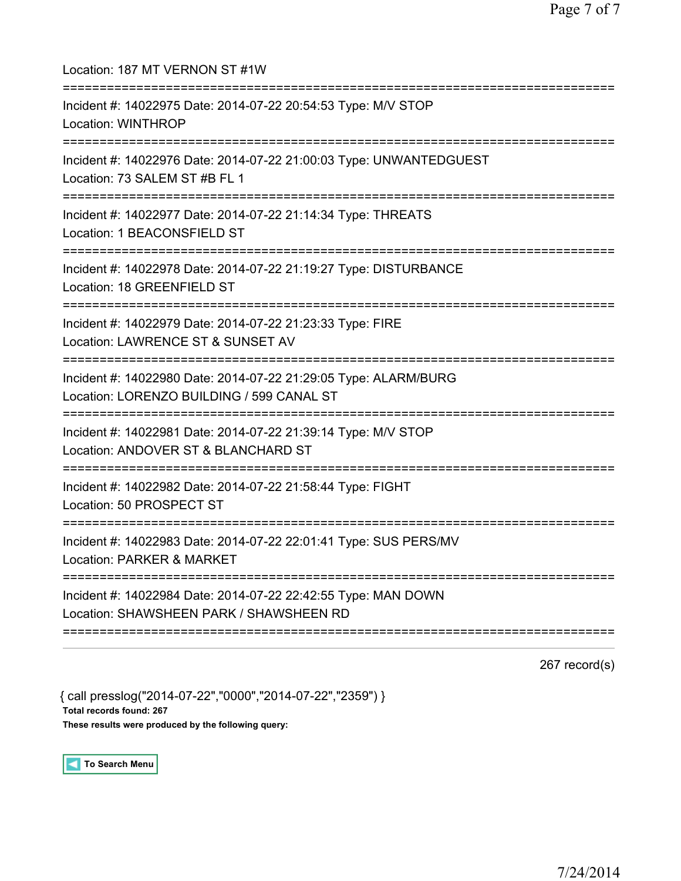Location: 187 MT VERNON ST #1W

===========================================================================

Incident #: 14022975 Date: 2014-07-22 20:54:53 Type: M/V STOP
Location: WINTHROP

===========================================================================

Incident #: 14022976 Date: 2014-07-22 21:00:03 Type: UNWANTEDGUEST
Location: 73 SALEM ST #B FL 1

===========================================================================

Incident #: 14022977 Date: 2014-07-22 21:14:34 Type: THREATS
Location: 1 BEACONSFIELD ST

===========================================================================

Incident #: 14022978 Date: 2014-07-22 21:19:27 Type: DISTURBANCE
Location: 18 GREENFIELD ST

===========================================================================

Incident #: 14022979 Date: 2014-07-22 21:23:33 Type: FIRE
Location: LAWRENCE ST & SUNSET AV

===========================================================================

Incident #: 14022980 Date: 2014-07-22 21:29:05 Type: ALARM/BURG
Location: LORENZO BUILDING / 599 CANAL ST

===========================================================================

Incident #: 14022981 Date: 2014-07-22 21:39:14 Type: M/V STOP
Location: ANDOVER ST & BLANCHARD ST

===========================================================================

Incident #: 14022982 Date: 2014-07-22 21:58:44 Type: FIGHT
Location: 50 PROSPECT ST

===========================================================================

Incident #: 14022983 Date: 2014-07-22 22:01:41 Type: SUS PERS/MV
Location: PARKER & MARKET

===========================================================================

Incident #: 14022984 Date: 2014-07-22 22:42:55 Type: MAN DOWN
Location: SHAWSHEEN PARK / SHAWSHEEN RD

===========================================================================

267 record(s)

{ call presslog("2014-07-22","0000","2014-07-22","2359") }

**Total records found: 267**

**These results were produced by the following query:**

To Search Menu